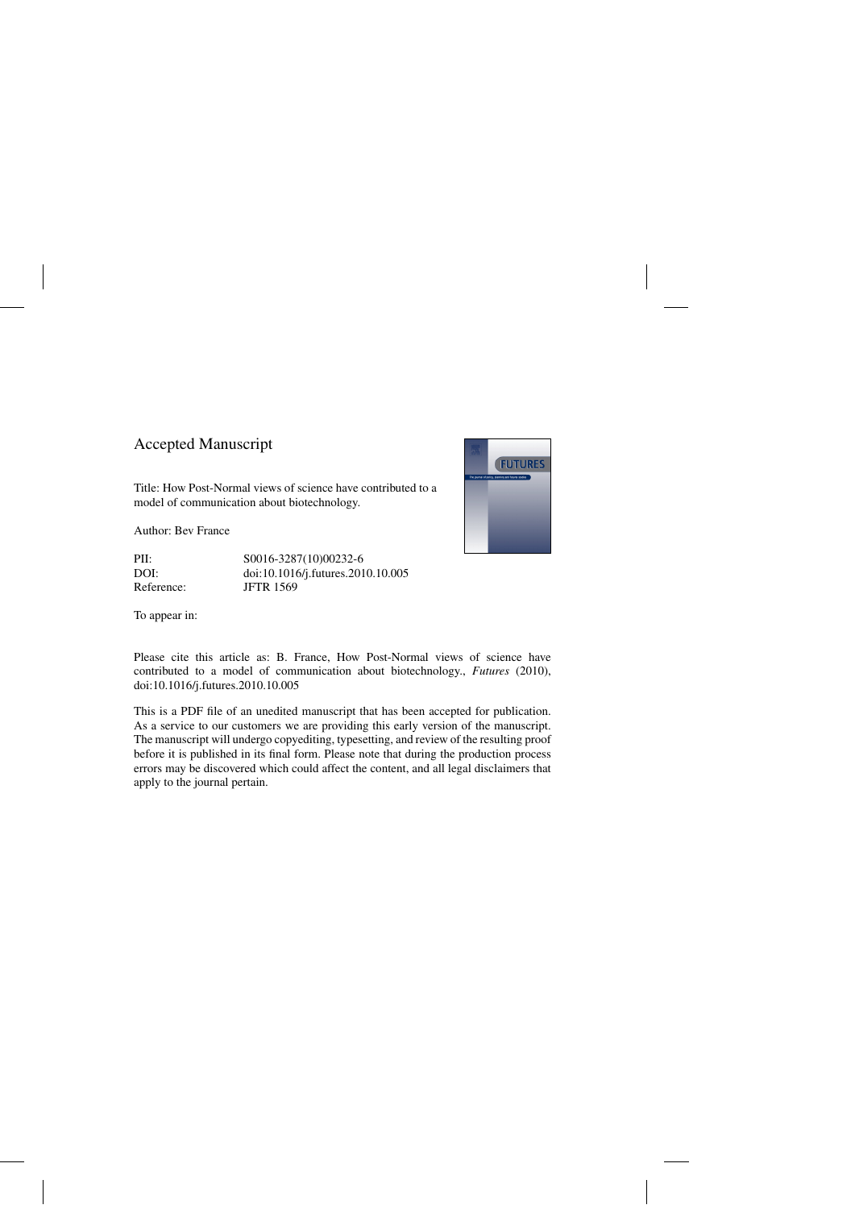# Accepted Manuscript

Title: How Post-Normal views of science have contributed to a model of communication about biotechnology.

Author: Bev France

| | |
|---|---|
| PII: | S0016-3287(10)00232-6 |
| DOI: | doi:10.1016/j.futures.2010.10.005 |
| Reference: | JFTR 1569 |

To appear in:

Please cite this article as: B. France, How Post-Normal views of science have contributed to a model of communication about biotechnology., *Futures* (2010), doi:10.1016/j.futures.2010.10.005

This is a PDF file of an unedited manuscript that has been accepted for publication. As a service to our customers we are providing this early version of the manuscript. The manuscript will undergo copyediting, typesetting, and review of the resulting proof before it is published in its final form. Please note that during the production process errors may be discovered which could affect the content, and all legal disclaimers that apply to the journal pertain.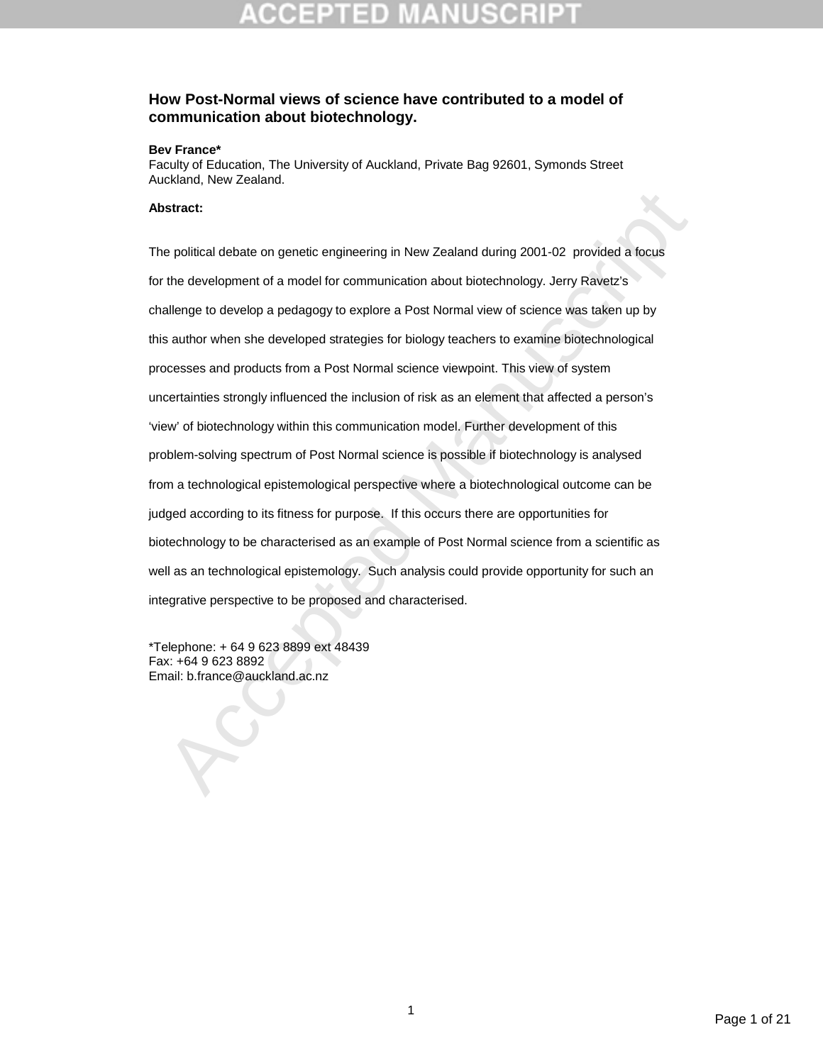# How Post-Normal views of science have contributed to a model of communication about biotechnology.

**Bev France***

Faculty of Education, The University of Auckland, Private Bag 92601, Symonds Street Auckland, New Zealand.

**Abstract:**

The political debate on genetic engineering in New Zealand during 2001-02 provided a focus for the development of a model for communication about biotechnology. Jerry Ravetz's challenge to develop a pedagogy to explore a Post Normal view of science was taken up by this author when she developed strategies for biology teachers to examine biotechnological processes and products from a Post Normal science viewpoint. This view of system uncertainties strongly influenced the inclusion of risk as an element that affected a person's 'view' of biotechnology within this communication model. Further development of this problem-solving spectrum of Post Normal science is possible if biotechnology is analysed from a technological epistemological perspective where a biotechnological outcome can be judged according to its fitness for purpose. If this occurs there are opportunities for biotechnology to be characterised as an example of Post Normal science from a scientific as well as an technological epistemology. Such analysis could provide opportunity for such an integrative perspective to be proposed and characterised.

*Telephone: + 64 9 623 8899 ext 48439
Fax: +64 9 623 8892
Email: b.france@auckland.ac.nz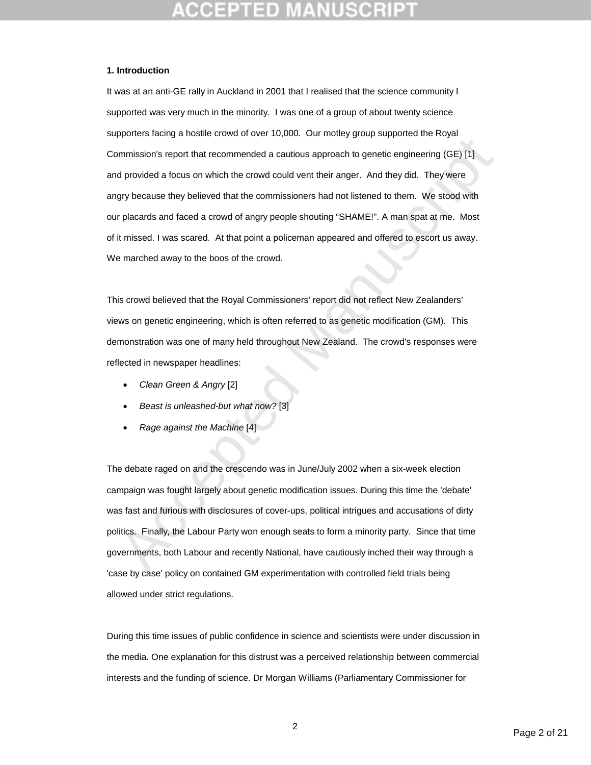**1. Introduction**

It was at an anti-GE rally in Auckland in 2001 that I realised that the science community I supported was very much in the minority. I was one of a group of about twenty science supporters facing a hostile crowd of over 10,000. Our motley group supported the Royal Commission's report that recommended a cautious approach to genetic engineering (GE) [1] and provided a focus on which the crowd could vent their anger. And they did. They were angry because they believed that the commissioners had not listened to them. We stood with our placards and faced a crowd of angry people shouting "SHAME!". A man spat at me. Most of it missed. I was scared. At that point a policeman appeared and offered to escort us away. We marched away to the boos of the crowd.

This crowd believed that the Royal Commissioners' report did not reflect New Zealanders' views on genetic engineering, which is often referred to as genetic modification (GM). This demonstration was one of many held throughout New Zealand. The crowd's responses were reflected in newspaper headlines:

- *Clean Green & Angry* [2]
- *Beast is unleashed-but what now?* [3]
- *Rage against the Machine* [4]

The debate raged on and the crescendo was in June/July 2002 when a six-week election campaign was fought largely about genetic modification issues. During this time the 'debate' was fast and furious with disclosures of cover-ups, political intrigues and accusations of dirty politics. Finally, the Labour Party won enough seats to form a minority party. Since that time governments, both Labour and recently National, have cautiously inched their way through a 'case by case' policy on contained GM experimentation with controlled field trials being allowed under strict regulations.

During this time issues of public confidence in science and scientists were under discussion in the media. One explanation for this distrust was a perceived relationship between commercial interests and the funding of science. Dr Morgan Williams (Parliamentary Commissioner for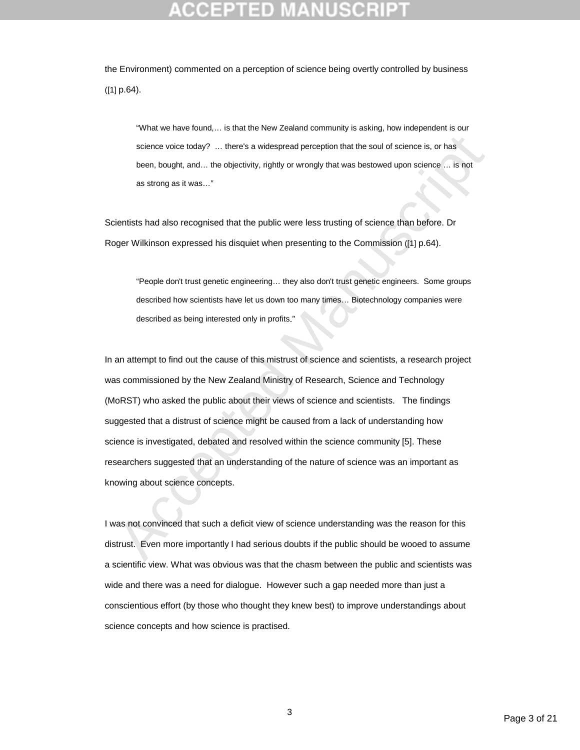the Environment) commented on a perception of science being overtly controlled by business ([1] p.64).

> "What we have found,… is that the New Zealand community is asking, how independent is our science voice today? … there's a widespread perception that the soul of science is, or has been, bought, and… the objectivity, rightly or wrongly that was bestowed upon science … is not as strong as it was…"

Scientists had also recognised that the public were less trusting of science than before. Dr Roger Wilkinson expressed his disquiet when presenting to the Commission ([1] p.64).

> "People don't trust genetic engineering… they also don't trust genetic engineers. Some groups described how scientists have let us down too many times… Biotechnology companies were described as being interested only in profits."

In an attempt to find out the cause of this mistrust of science and scientists, a research project was commissioned by the New Zealand Ministry of Research, Science and Technology (MoRST) who asked the public about their views of science and scientists. The findings suggested that a distrust of science might be caused from a lack of understanding how science is investigated, debated and resolved within the science community [5]. These researchers suggested that an understanding of the nature of science was an important as knowing about science concepts.

I was not convinced that such a deficit view of science understanding was the reason for this distrust. Even more importantly I had serious doubts if the public should be wooed to assume a scientific view. What was obvious was that the chasm between the public and scientists was wide and there was a need for dialogue. However such a gap needed more than just a conscientious effort (by those who thought they knew best) to improve understandings about science concepts and how science is practised.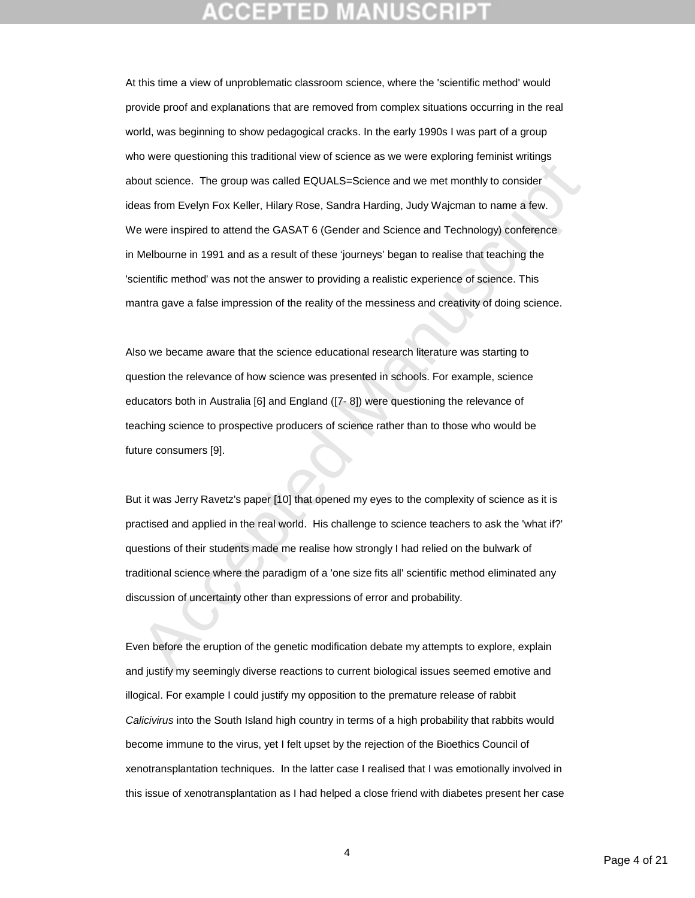At this time a view of unproblematic classroom science, where the 'scientific method' would provide proof and explanations that are removed from complex situations occurring in the real world, was beginning to show pedagogical cracks. In the early 1990s I was part of a group who were questioning this traditional view of science as we were exploring feminist writings about science. The group was called EQUALS=Science and we met monthly to consider ideas from Evelyn Fox Keller, Hilary Rose, Sandra Harding, Judy Wajcman to name a few. We were inspired to attend the GASAT 6 (Gender and Science and Technology) conference in Melbourne in 1991 and as a result of these 'journeys' began to realise that teaching the 'scientific method' was not the answer to providing a realistic experience of science. This mantra gave a false impression of the reality of the messiness and creativity of doing science.

Also we became aware that the science educational research literature was starting to question the relevance of how science was presented in schools. For example, science educators both in Australia [6] and England ([7- 8]) were questioning the relevance of teaching science to prospective producers of science rather than to those who would be future consumers [9].

But it was Jerry Ravetz's paper [10] that opened my eyes to the complexity of science as it is practised and applied in the real world. His challenge to science teachers to ask the 'what if?' questions of their students made me realise how strongly I had relied on the bulwark of traditional science where the paradigm of a 'one size fits all' scientific method eliminated any discussion of uncertainty other than expressions of error and probability.

Even before the eruption of the genetic modification debate my attempts to explore, explain and justify my seemingly diverse reactions to current biological issues seemed emotive and illogical. For example I could justify my opposition to the premature release of rabbit *Calicivirus* into the South Island high country in terms of a high probability that rabbits would become immune to the virus, yet I felt upset by the rejection of the Bioethics Council of xenotransplantation techniques. In the latter case I realised that I was emotionally involved in this issue of xenotransplantation as I had helped a close friend with diabetes present her case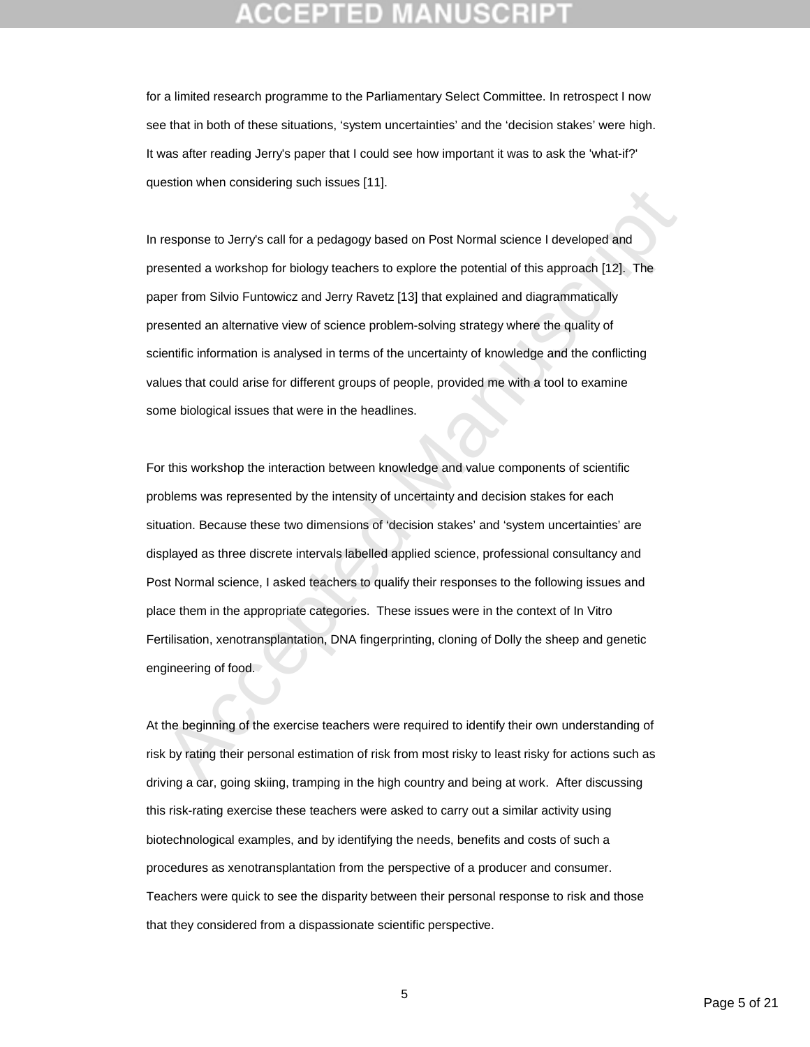for a limited research programme to the Parliamentary Select Committee. In retrospect I now see that in both of these situations, 'system uncertainties' and the 'decision stakes' were high. It was after reading Jerry's paper that I could see how important it was to ask the 'what-if?' question when considering such issues [11].

In response to Jerry's call for a pedagogy based on Post Normal science I developed and presented a workshop for biology teachers to explore the potential of this approach [12]. The paper from Silvio Funtowicz and Jerry Ravetz [13] that explained and diagrammatically presented an alternative view of science problem-solving strategy where the quality of scientific information is analysed in terms of the uncertainty of knowledge and the conflicting values that could arise for different groups of people, provided me with a tool to examine some biological issues that were in the headlines.

For this workshop the interaction between knowledge and value components of scientific problems was represented by the intensity of uncertainty and decision stakes for each situation. Because these two dimensions of 'decision stakes' and 'system uncertainties' are displayed as three discrete intervals labelled applied science, professional consultancy and Post Normal science, I asked teachers to qualify their responses to the following issues and place them in the appropriate categories. These issues were in the context of In Vitro Fertilisation, xenotransplantation, DNA fingerprinting, cloning of Dolly the sheep and genetic engineering of food.

At the beginning of the exercise teachers were required to identify their own understanding of risk by rating their personal estimation of risk from most risky to least risky for actions such as driving a car, going skiing, tramping in the high country and being at work. After discussing this risk-rating exercise these teachers were asked to carry out a similar activity using biotechnological examples, and by identifying the needs, benefits and costs of such a procedures as xenotransplantation from the perspective of a producer and consumer. Teachers were quick to see the disparity between their personal response to risk and those that they considered from a dispassionate scientific perspective.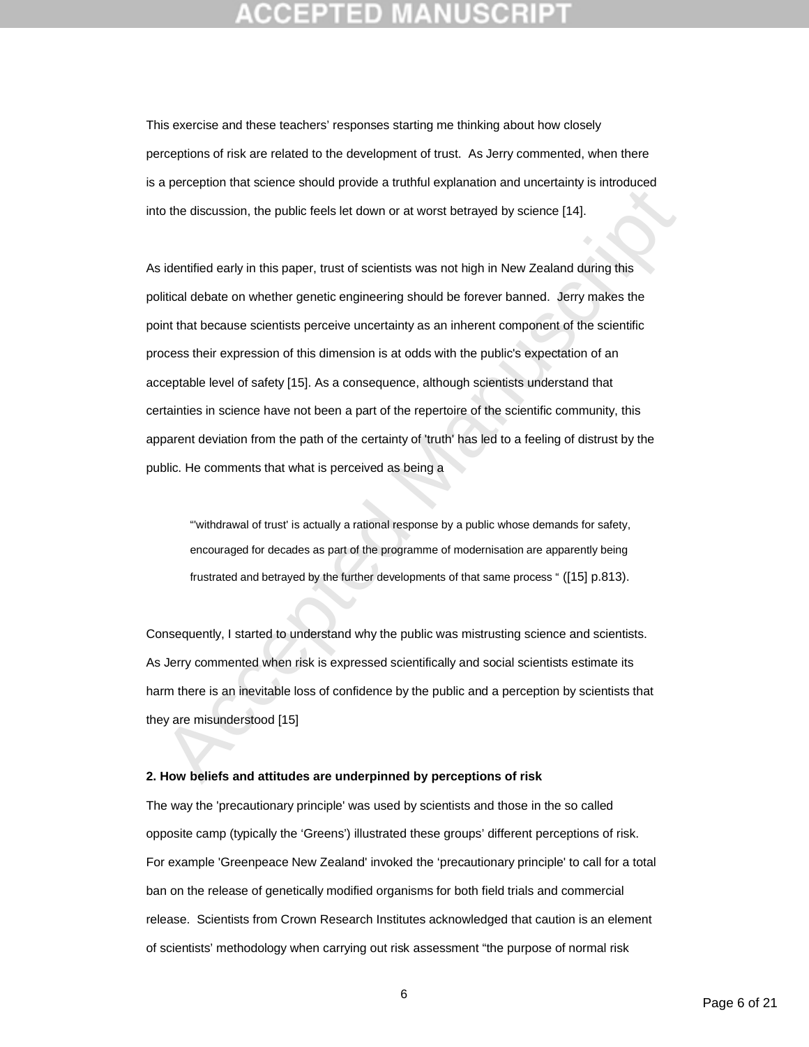This exercise and these teachers' responses starting me thinking about how closely perceptions of risk are related to the development of trust. As Jerry commented, when there is a perception that science should provide a truthful explanation and uncertainty is introduced into the discussion, the public feels let down or at worst betrayed by science [14].

As identified early in this paper, trust of scientists was not high in New Zealand during this political debate on whether genetic engineering should be forever banned. Jerry makes the point that because scientists perceive uncertainty as an inherent component of the scientific process their expression of this dimension is at odds with the public's expectation of an acceptable level of safety [15]. As a consequence, although scientists understand that certainties in science have not been a part of the repertoire of the scientific community, this apparent deviation from the path of the certainty of 'truth' has led to a feeling of distrust by the public. He comments that what is perceived as being a

> "'withdrawal of trust' is actually a rational response by a public whose demands for safety, encouraged for decades as part of the programme of modernisation are apparently being frustrated and betrayed by the further developments of that same process " ([15] p.813).

Consequently, I started to understand why the public was mistrusting science and scientists. As Jerry commented when risk is expressed scientifically and social scientists estimate its harm there is an inevitable loss of confidence by the public and a perception by scientists that they are misunderstood [15]

**2. How beliefs and attitudes are underpinned by perceptions of risk**

The way the 'precautionary principle' was used by scientists and those in the so called opposite camp (typically the 'Greens') illustrated these groups' different perceptions of risk. For example 'Greenpeace New Zealand' invoked the 'precautionary principle' to call for a total ban on the release of genetically modified organisms for both field trials and commercial release. Scientists from Crown Research Institutes acknowledged that caution is an element of scientists' methodology when carrying out risk assessment "the purpose of normal risk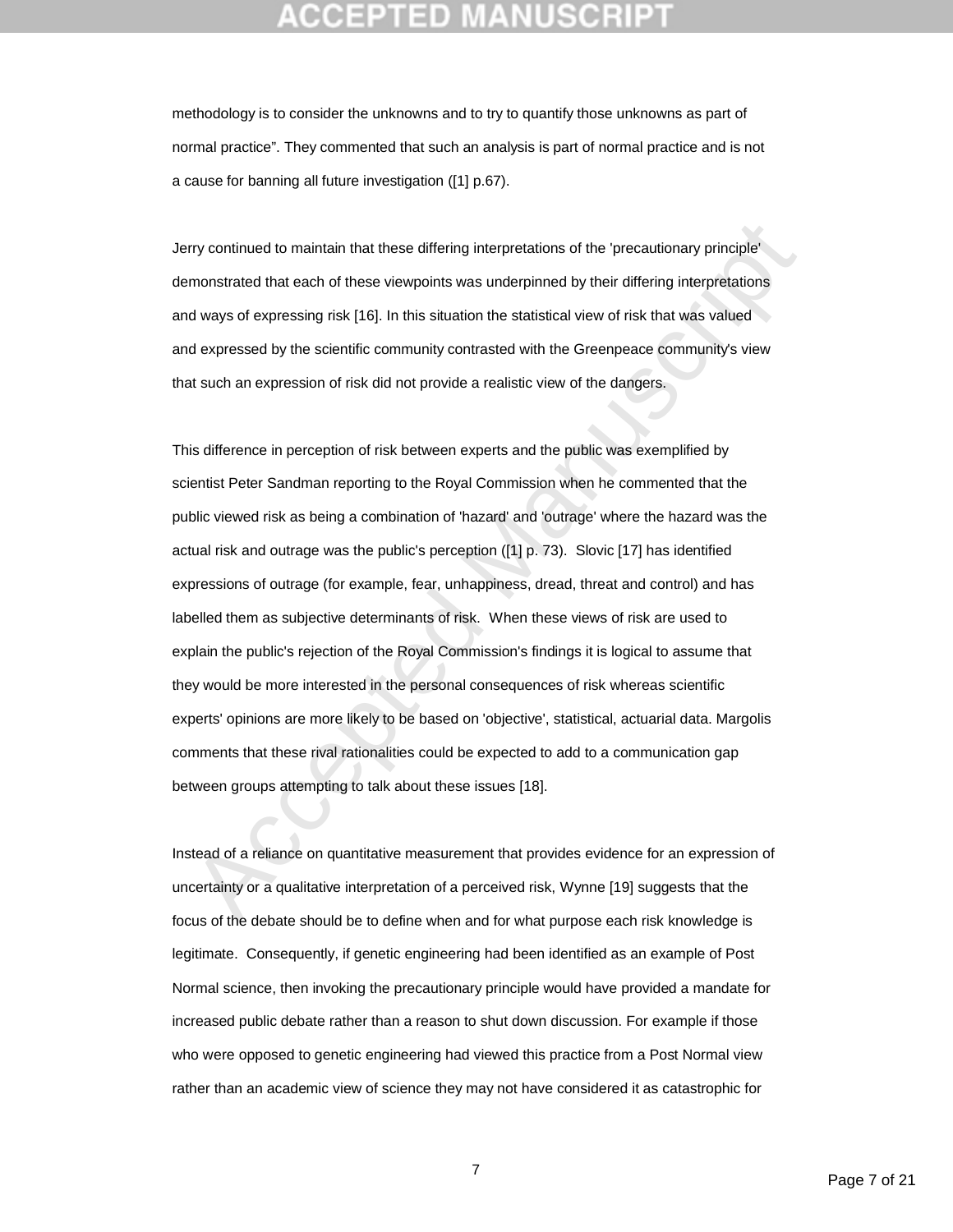methodology is to consider the unknowns and to try to quantify those unknowns as part of normal practice". They commented that such an analysis is part of normal practice and is not a cause for banning all future investigation ([1] p.67).

Jerry continued to maintain that these differing interpretations of the 'precautionary principle' demonstrated that each of these viewpoints was underpinned by their differing interpretations and ways of expressing risk [16]. In this situation the statistical view of risk that was valued and expressed by the scientific community contrasted with the Greenpeace community's view that such an expression of risk did not provide a realistic view of the dangers.

This difference in perception of risk between experts and the public was exemplified by scientist Peter Sandman reporting to the Royal Commission when he commented that the public viewed risk as being a combination of 'hazard' and 'outrage' where the hazard was the actual risk and outrage was the public's perception ([1] p. 73). Slovic [17] has identified expressions of outrage (for example, fear, unhappiness, dread, threat and control) and has labelled them as subjective determinants of risk. When these views of risk are used to explain the public's rejection of the Royal Commission's findings it is logical to assume that they would be more interested in the personal consequences of risk whereas scientific experts' opinions are more likely to be based on 'objective', statistical, actuarial data. Margolis comments that these rival rationalities could be expected to add to a communication gap between groups attempting to talk about these issues [18].

Instead of a reliance on quantitative measurement that provides evidence for an expression of uncertainty or a qualitative interpretation of a perceived risk, Wynne [19] suggests that the focus of the debate should be to define when and for what purpose each risk knowledge is legitimate. Consequently, if genetic engineering had been identified as an example of Post Normal science, then invoking the precautionary principle would have provided a mandate for increased public debate rather than a reason to shut down discussion. For example if those who were opposed to genetic engineering had viewed this practice from a Post Normal view rather than an academic view of science they may not have considered it as catastrophic for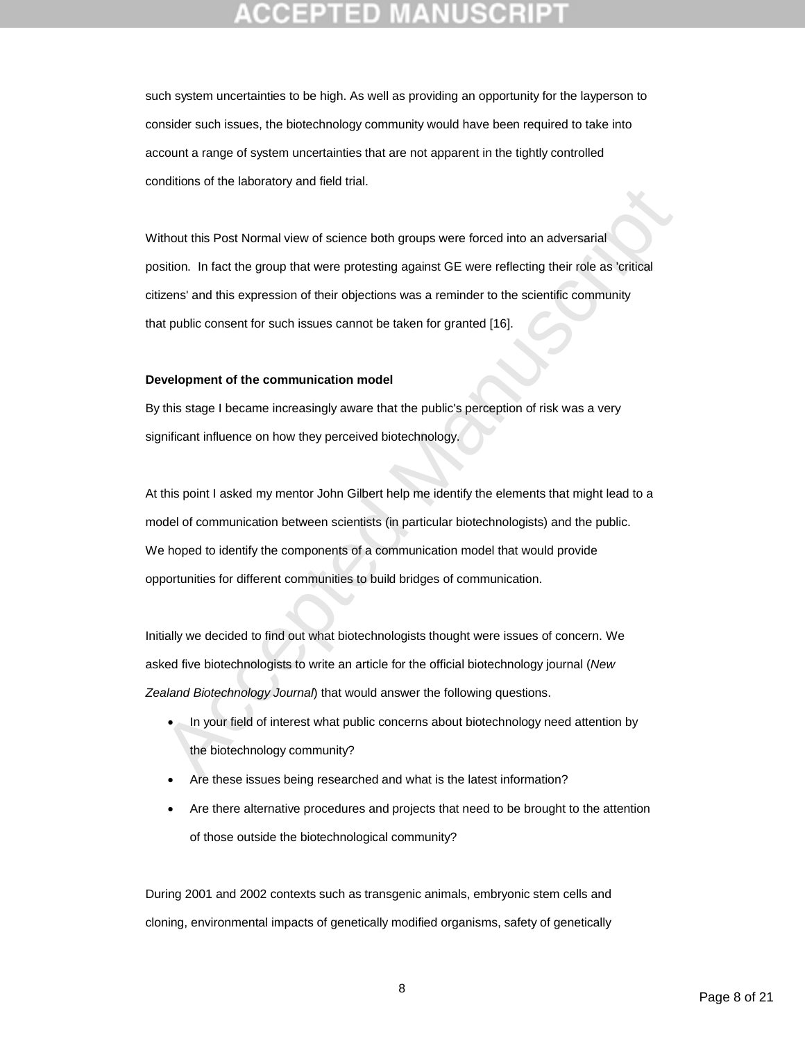such system uncertainties to be high. As well as providing an opportunity for the layperson to consider such issues, the biotechnology community would have been required to take into account a range of system uncertainties that are not apparent in the tightly controlled conditions of the laboratory and field trial.

Without this Post Normal view of science both groups were forced into an adversarial position. In fact the group that were protesting against GE were reflecting their role as 'critical citizens' and this expression of their objections was a reminder to the scientific community that public consent for such issues cannot be taken for granted [16].

**Development of the communication model**

By this stage I became increasingly aware that the public's perception of risk was a very significant influence on how they perceived biotechnology.

At this point I asked my mentor John Gilbert help me identify the elements that might lead to a model of communication between scientists (in particular biotechnologists) and the public. We hoped to identify the components of a communication model that would provide opportunities for different communities to build bridges of communication.

Initially we decided to find out what biotechnologists thought were issues of concern. We asked five biotechnologists to write an article for the official biotechnology journal (*New Zealand Biotechnology Journal*) that would answer the following questions.

- In your field of interest what public concerns about biotechnology need attention by the biotechnology community?
- Are these issues being researched and what is the latest information?
- Are there alternative procedures and projects that need to be brought to the attention of those outside the biotechnological community?

During 2001 and 2002 contexts such as transgenic animals, embryonic stem cells and cloning, environmental impacts of genetically modified organisms, safety of genetically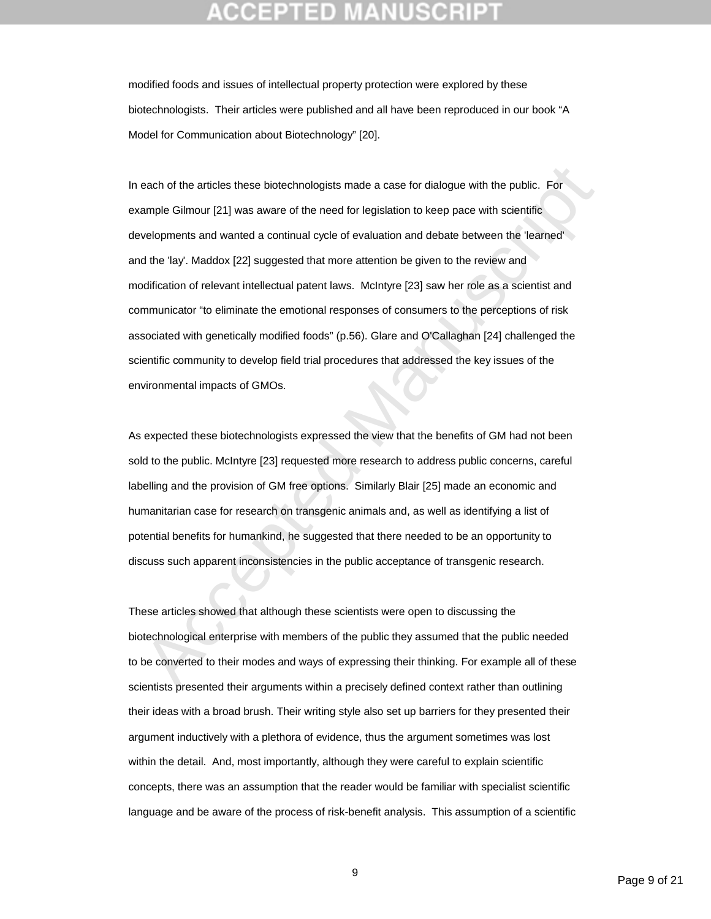modified foods and issues of intellectual property protection were explored by these biotechnologists. Their articles were published and all have been reproduced in our book "A Model for Communication about Biotechnology" [20].

In each of the articles these biotechnologists made a case for dialogue with the public. For example Gilmour [21] was aware of the need for legislation to keep pace with scientific developments and wanted a continual cycle of evaluation and debate between the 'learned' and the 'lay'. Maddox [22] suggested that more attention be given to the review and modification of relevant intellectual patent laws. McIntyre [23] saw her role as a scientist and communicator "to eliminate the emotional responses of consumers to the perceptions of risk associated with genetically modified foods" (p.56). Glare and O'Callaghan [24] challenged the scientific community to develop field trial procedures that addressed the key issues of the environmental impacts of GMOs.

As expected these biotechnologists expressed the view that the benefits of GM had not been sold to the public. McIntyre [23] requested more research to address public concerns, careful labelling and the provision of GM free options. Similarly Blair [25] made an economic and humanitarian case for research on transgenic animals and, as well as identifying a list of potential benefits for humankind, he suggested that there needed to be an opportunity to discuss such apparent inconsistencies in the public acceptance of transgenic research.

These articles showed that although these scientists were open to discussing the biotechnological enterprise with members of the public they assumed that the public needed to be converted to their modes and ways of expressing their thinking. For example all of these scientists presented their arguments within a precisely defined context rather than outlining their ideas with a broad brush. Their writing style also set up barriers for they presented their argument inductively with a plethora of evidence, thus the argument sometimes was lost within the detail. And, most importantly, although they were careful to explain scientific concepts, there was an assumption that the reader would be familiar with specialist scientific language and be aware of the process of risk-benefit analysis. This assumption of a scientific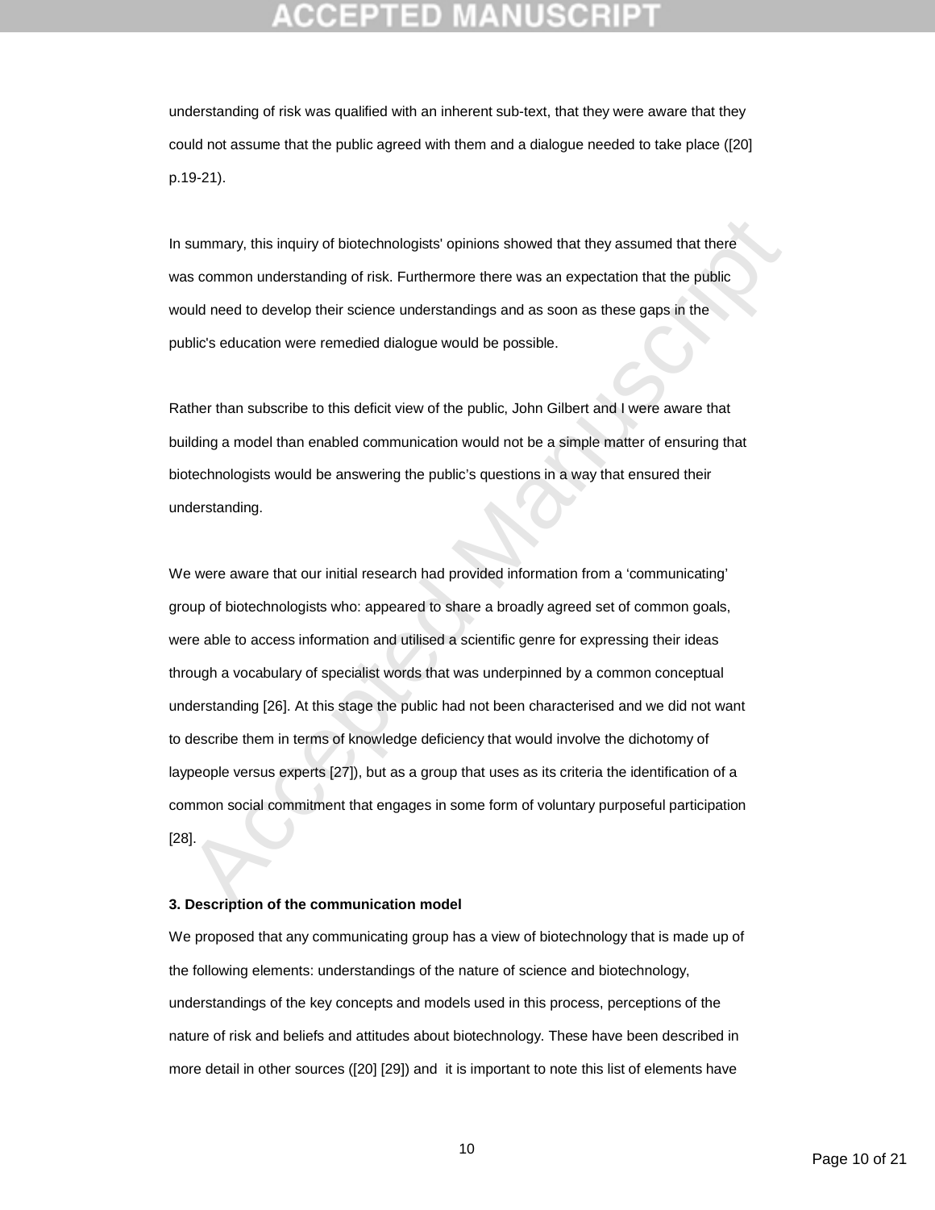understanding of risk was qualified with an inherent sub-text, that they were aware that they could not assume that the public agreed with them and a dialogue needed to take place ([20] p.19-21).

In summary, this inquiry of biotechnologists' opinions showed that they assumed that there was common understanding of risk. Furthermore there was an expectation that the public would need to develop their science understandings and as soon as these gaps in the public's education were remedied dialogue would be possible.

Rather than subscribe to this deficit view of the public, John Gilbert and I were aware that building a model than enabled communication would not be a simple matter of ensuring that biotechnologists would be answering the public's questions in a way that ensured their understanding.

We were aware that our initial research had provided information from a 'communicating' group of biotechnologists who: appeared to share a broadly agreed set of common goals, were able to access information and utilised a scientific genre for expressing their ideas through a vocabulary of specialist words that was underpinned by a common conceptual understanding [26]. At this stage the public had not been characterised and we did not want to describe them in terms of knowledge deficiency that would involve the dichotomy of laypeople versus experts [27]), but as a group that uses as its criteria the identification of a common social commitment that engages in some form of voluntary purposeful participation [28].

**3. Description of the communication model**

We proposed that any communicating group has a view of biotechnology that is made up of the following elements: understandings of the nature of science and biotechnology, understandings of the key concepts and models used in this process, perceptions of the nature of risk and beliefs and attitudes about biotechnology. These have been described in more detail in other sources ([20] [29]) and it is important to note this list of elements have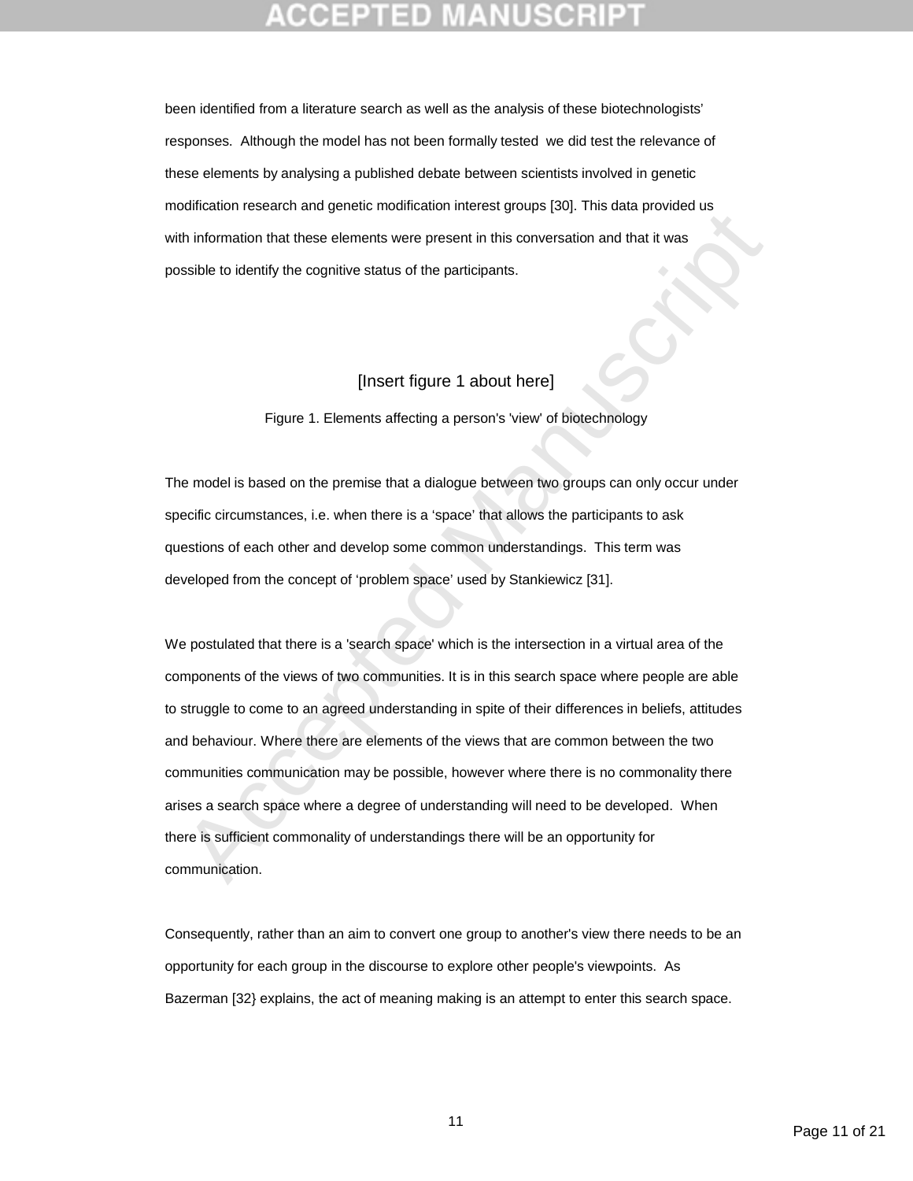been identified from a literature search as well as the analysis of these biotechnologists' responses. Although the model has not been formally tested we did test the relevance of these elements by analysing a published debate between scientists involved in genetic modification research and genetic modification interest groups [30]. This data provided us with information that these elements were present in this conversation and that it was possible to identify the cognitive status of the participants.

[Insert figure 1 about here]

Figure 1. Elements affecting a person's 'view' of biotechnology

The model is based on the premise that a dialogue between two groups can only occur under specific circumstances, i.e. when there is a 'space' that allows the participants to ask questions of each other and develop some common understandings. This term was developed from the concept of 'problem space' used by Stankiewicz [31].

We postulated that there is a 'search space' which is the intersection in a virtual area of the components of the views of two communities. It is in this search space where people are able to struggle to come to an agreed understanding in spite of their differences in beliefs, attitudes and behaviour. Where there are elements of the views that are common between the two communities communication may be possible, however where there is no commonality there arises a search space where a degree of understanding will need to be developed. When there is sufficient commonality of understandings there will be an opportunity for communication.

Consequently, rather than an aim to convert one group to another's view there needs to be an opportunity for each group in the discourse to explore other people's viewpoints. As Bazerman [32} explains, the act of meaning making is an attempt to enter this search space.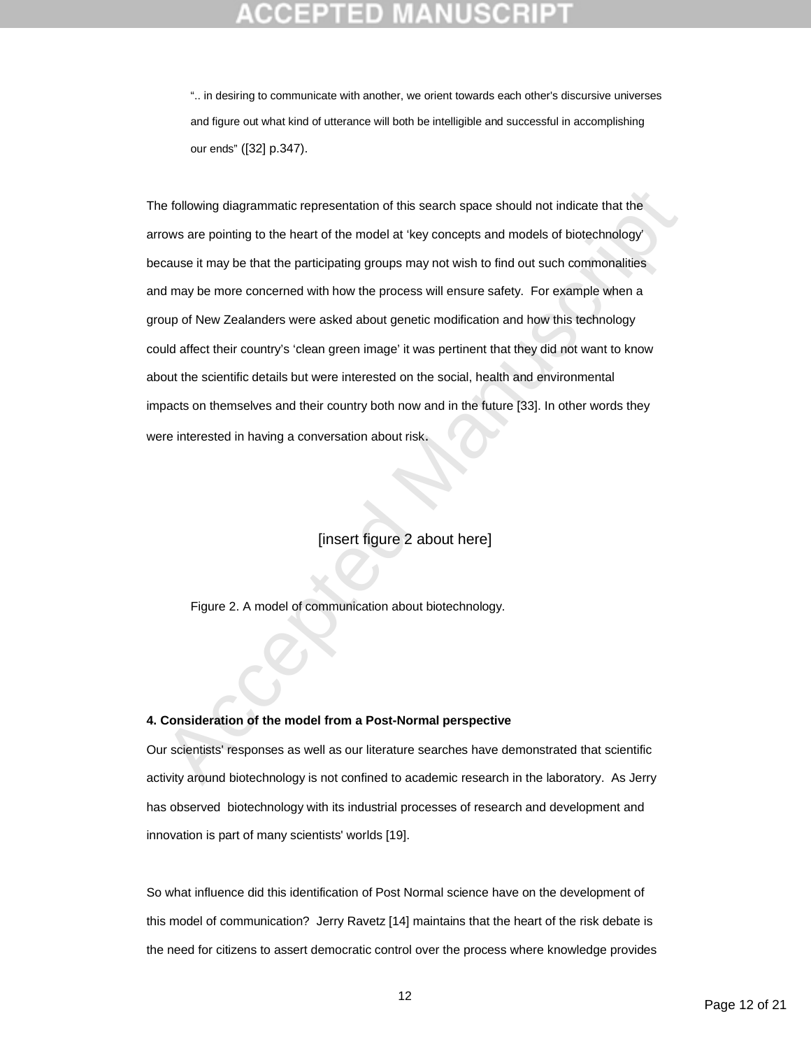".. in desiring to communicate with another, we orient towards each other's discursive universes and figure out what kind of utterance will both be intelligible and successful in accomplishing our ends" ([32] p.347).

The following diagrammatic representation of this search space should not indicate that the arrows are pointing to the heart of the model at 'key concepts and models of biotechnology' because it may be that the participating groups may not wish to find out such commonalities and may be more concerned with how the process will ensure safety. For example when a group of New Zealanders were asked about genetic modification and how this technology could affect their country's 'clean green image' it was pertinent that they did not want to know about the scientific details but were interested on the social, health and environmental impacts on themselves and their country both now and in the future [33]. In other words they were interested in having a conversation about risk.

[insert figure 2 about here]

Figure 2. A model of communication about biotechnology.

**4. Consideration of the model from a Post-Normal perspective**

Our scientists' responses as well as our literature searches have demonstrated that scientific activity around biotechnology is not confined to academic research in the laboratory. As Jerry has observed biotechnology with its industrial processes of research and development and innovation is part of many scientists' worlds [19].

So what influence did this identification of Post Normal science have on the development of this model of communication? Jerry Ravetz [14] maintains that the heart of the risk debate is the need for citizens to assert democratic control over the process where knowledge provides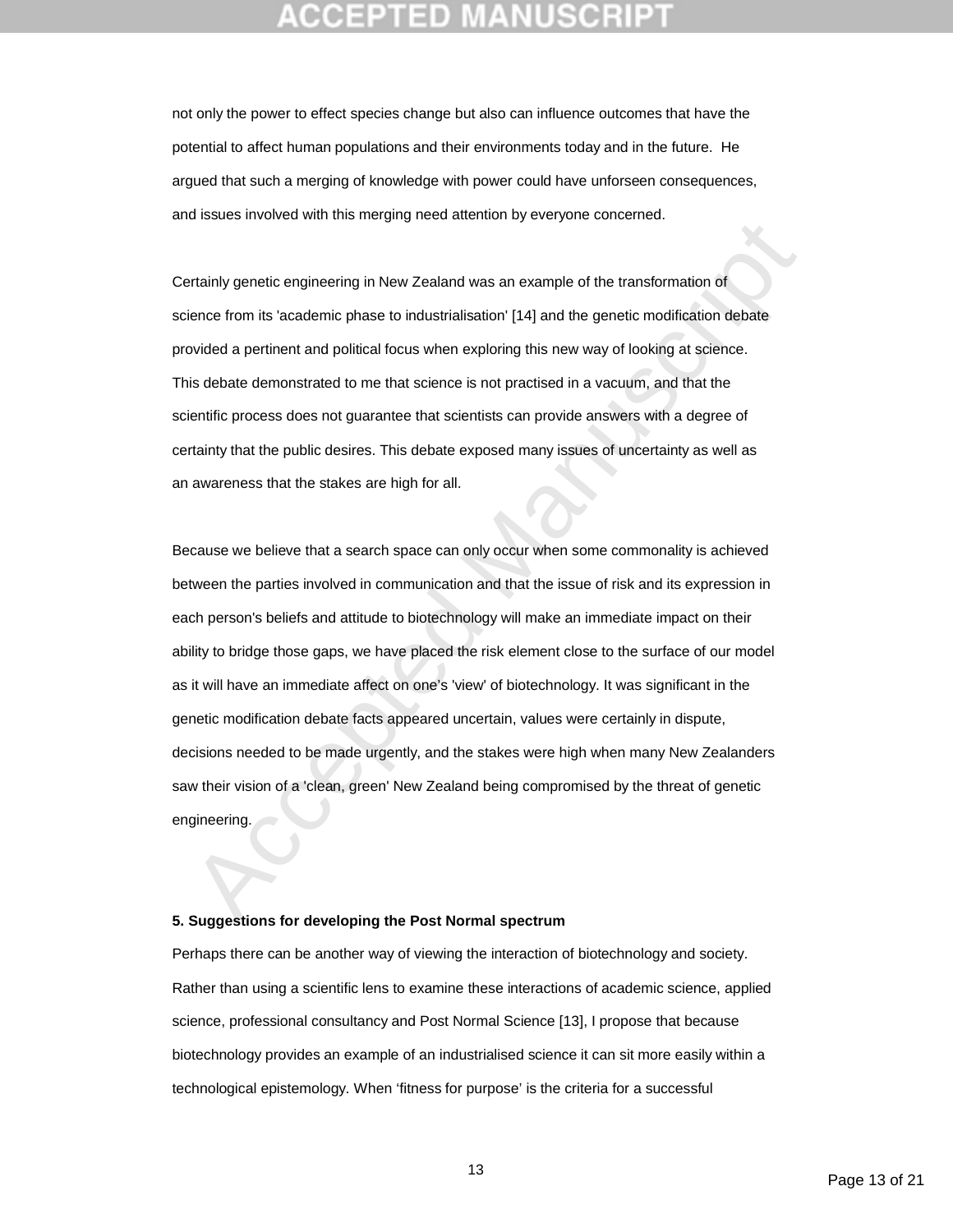not only the power to effect species change but also can influence outcomes that have the potential to affect human populations and their environments today and in the future. He argued that such a merging of knowledge with power could have unforseen consequences, and issues involved with this merging need attention by everyone concerned.

Certainly genetic engineering in New Zealand was an example of the transformation of science from its 'academic phase to industrialisation' [14] and the genetic modification debate provided a pertinent and political focus when exploring this new way of looking at science. This debate demonstrated to me that science is not practised in a vacuum, and that the scientific process does not guarantee that scientists can provide answers with a degree of certainty that the public desires. This debate exposed many issues of uncertainty as well as an awareness that the stakes are high for all.

Because we believe that a search space can only occur when some commonality is achieved between the parties involved in communication and that the issue of risk and its expression in each person's beliefs and attitude to biotechnology will make an immediate impact on their ability to bridge those gaps, we have placed the risk element close to the surface of our model as it will have an immediate affect on one's 'view' of biotechnology. It was significant in the genetic modification debate facts appeared uncertain, values were certainly in dispute, decisions needed to be made urgently, and the stakes were high when many New Zealanders saw their vision of a 'clean, green' New Zealand being compromised by the threat of genetic engineering.

**5. Suggestions for developing the Post Normal spectrum**

Perhaps there can be another way of viewing the interaction of biotechnology and society. Rather than using a scientific lens to examine these interactions of academic science, applied science, professional consultancy and Post Normal Science [13], I propose that because biotechnology provides an example of an industrialised science it can sit more easily within a technological epistemology. When 'fitness for purpose' is the criteria for a successful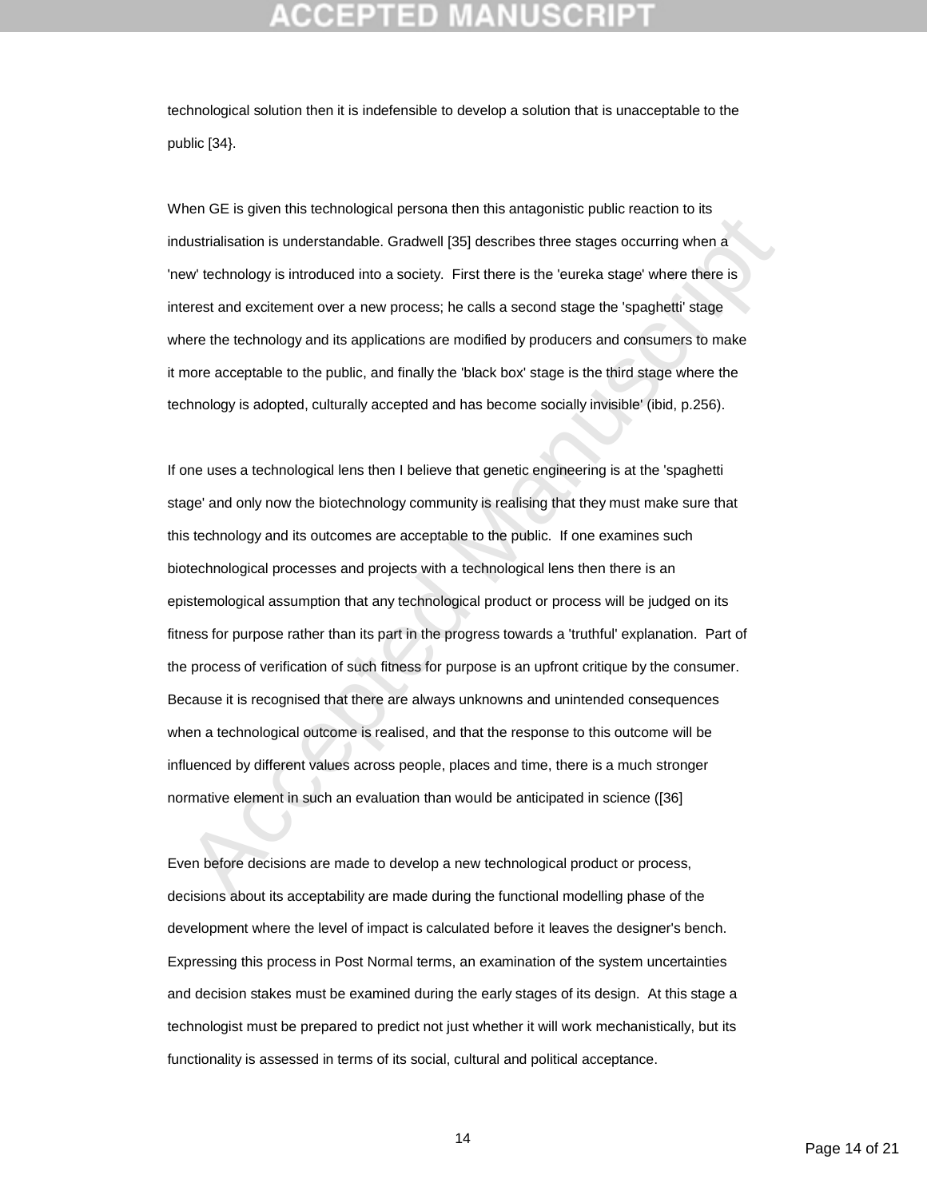technological solution then it is indefensible to develop a solution that is unacceptable to the public [34}.

When GE is given this technological persona then this antagonistic public reaction to its industrialisation is understandable. Gradwell [35] describes three stages occurring when a 'new' technology is introduced into a society. First there is the 'eureka stage' where there is interest and excitement over a new process; he calls a second stage the 'spaghetti' stage where the technology and its applications are modified by producers and consumers to make it more acceptable to the public, and finally the 'black box' stage is the third stage where the technology is adopted, culturally accepted and has become socially invisible' (ibid, p.256).

If one uses a technological lens then I believe that genetic engineering is at the 'spaghetti stage' and only now the biotechnology community is realising that they must make sure that this technology and its outcomes are acceptable to the public. If one examines such biotechnological processes and projects with a technological lens then there is an epistemological assumption that any technological product or process will be judged on its fitness for purpose rather than its part in the progress towards a 'truthful' explanation. Part of the process of verification of such fitness for purpose is an upfront critique by the consumer. Because it is recognised that there are always unknowns and unintended consequences when a technological outcome is realised, and that the response to this outcome will be influenced by different values across people, places and time, there is a much stronger normative element in such an evaluation than would be anticipated in science ([36]

Even before decisions are made to develop a new technological product or process, decisions about its acceptability are made during the functional modelling phase of the development where the level of impact is calculated before it leaves the designer's bench. Expressing this process in Post Normal terms, an examination of the system uncertainties and decision stakes must be examined during the early stages of its design. At this stage a technologist must be prepared to predict not just whether it will work mechanistically, but its functionality is assessed in terms of its social, cultural and political acceptance.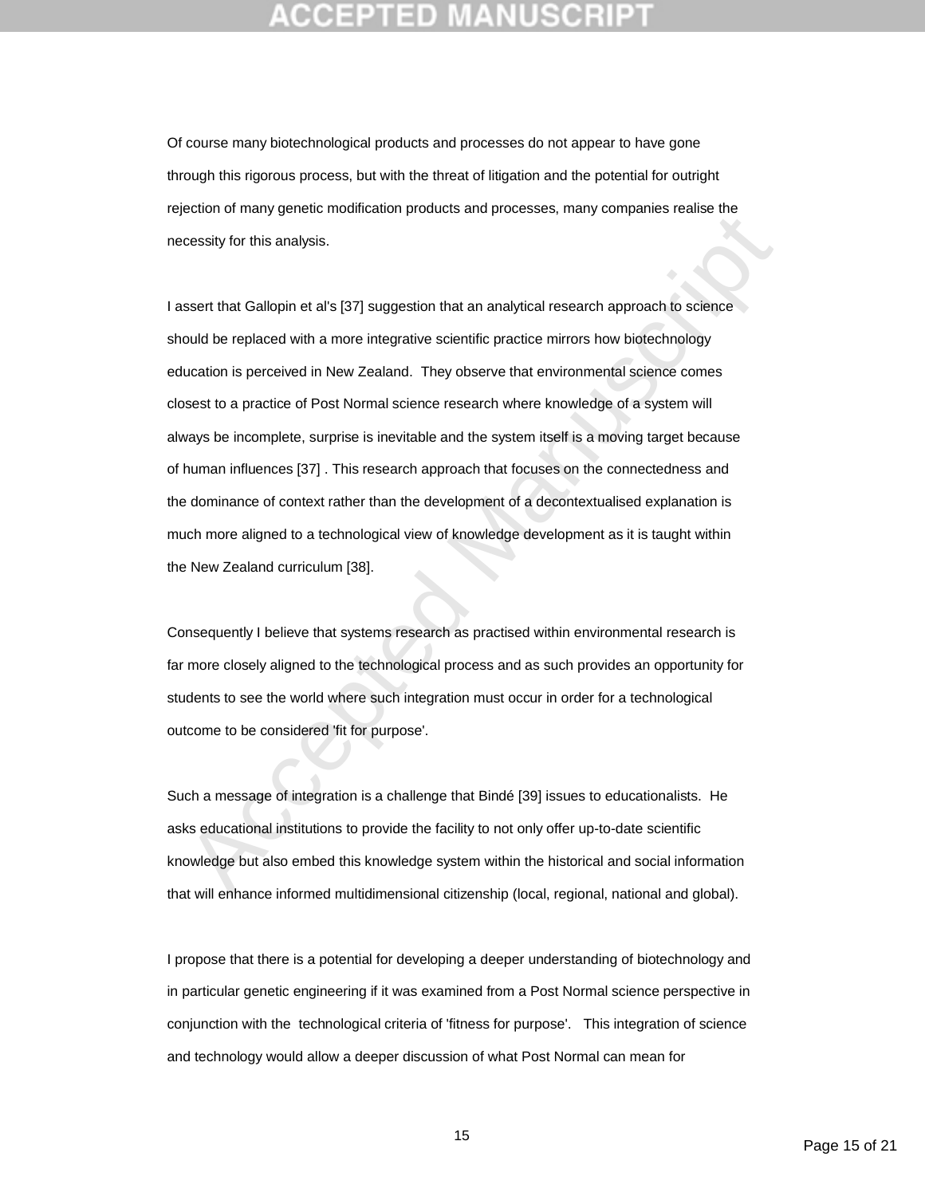Of course many biotechnological products and processes do not appear to have gone through this rigorous process, but with the threat of litigation and the potential for outright rejection of many genetic modification products and processes, many companies realise the necessity for this analysis.

I assert that Gallopin et al's [37] suggestion that an analytical research approach to science should be replaced with a more integrative scientific practice mirrors how biotechnology education is perceived in New Zealand. They observe that environmental science comes closest to a practice of Post Normal science research where knowledge of a system will always be incomplete, surprise is inevitable and the system itself is a moving target because of human influences [37] . This research approach that focuses on the connectedness and the dominance of context rather than the development of a decontextualised explanation is much more aligned to a technological view of knowledge development as it is taught within the New Zealand curriculum [38].

Consequently I believe that systems research as practised within environmental research is far more closely aligned to the technological process and as such provides an opportunity for students to see the world where such integration must occur in order for a technological outcome to be considered 'fit for purpose'.

Such a message of integration is a challenge that Bindé [39] issues to educationalists. He asks educational institutions to provide the facility to not only offer up-to-date scientific knowledge but also embed this knowledge system within the historical and social information that will enhance informed multidimensional citizenship (local, regional, national and global).

I propose that there is a potential for developing a deeper understanding of biotechnology and in particular genetic engineering if it was examined from a Post Normal science perspective in conjunction with the technological criteria of 'fitness for purpose'. This integration of science and technology would allow a deeper discussion of what Post Normal can mean for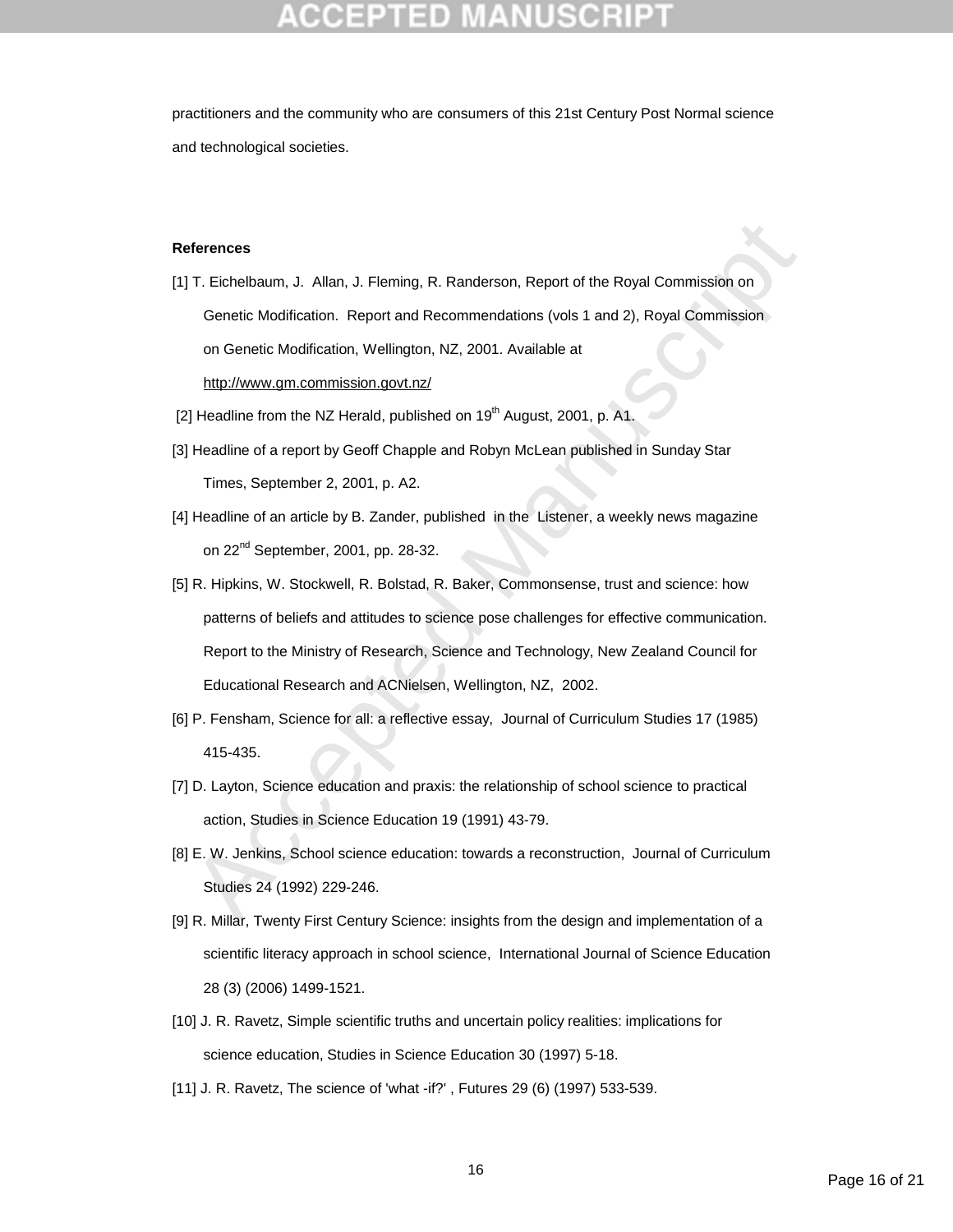practitioners and the community who are consumers of this 21st Century Post Normal science and technological societies.

**References**

[1] T. Eichelbaum, J. Allan, J. Fleming, R. Randerson, Report of the Royal Commission on Genetic Modification. Report and Recommendations (vols 1 and 2), Royal Commission on Genetic Modification, Wellington, NZ, 2001. Available at http://www.gm.commission.govt.nz/

[2] Headline from the NZ Herald, published on 19th August, 2001, p. A1.

[3] Headline of a report by Geoff Chapple and Robyn McLean published in Sunday Star Times, September 2, 2001, p. A2.

[4] Headline of an article by B. Zander, published in the Listener, a weekly news magazine on 22nd September, 2001, pp. 28-32.

[5] R. Hipkins, W. Stockwell, R. Bolstad, R. Baker, Commonsense, trust and science: how patterns of beliefs and attitudes to science pose challenges for effective communication. Report to the Ministry of Research, Science and Technology, New Zealand Council for Educational Research and ACNielsen, Wellington, NZ, 2002.

[6] P. Fensham, Science for all: a reflective essay, Journal of Curriculum Studies 17 (1985) 415-435.

[7] D. Layton, Science education and praxis: the relationship of school science to practical action, Studies in Science Education 19 (1991) 43-79.

[8] E. W. Jenkins, School science education: towards a reconstruction, Journal of Curriculum Studies 24 (1992) 229-246.

[9] R. Millar, Twenty First Century Science: insights from the design and implementation of a scientific literacy approach in school science, International Journal of Science Education 28 (3) (2006) 1499-1521.

[10] J. R. Ravetz, Simple scientific truths and uncertain policy realities: implications for science education, Studies in Science Education 30 (1997) 5-18.

[11] J. R. Ravetz, The science of 'what -if?' , Futures 29 (6) (1997) 533-539.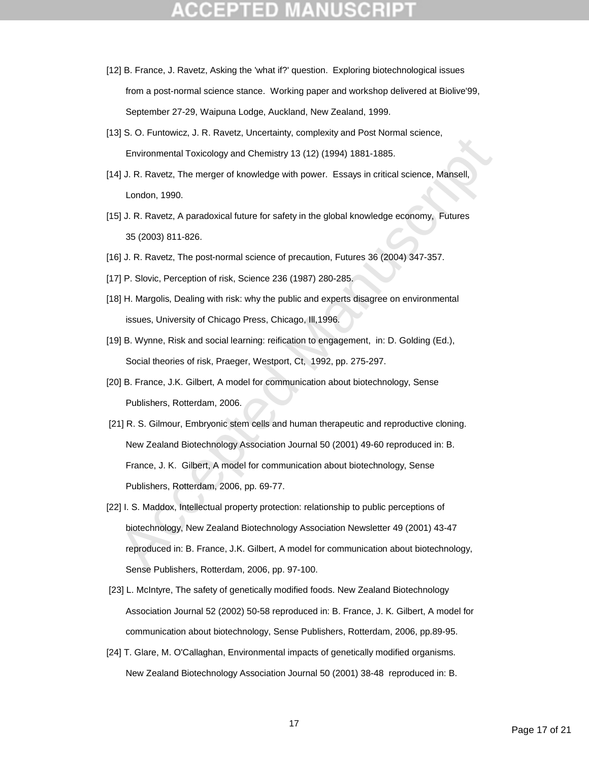[12] B. France, J. Ravetz, Asking the 'what if?' question. Exploring biotechnological issues from a post-normal science stance. Working paper and workshop delivered at Biolive'99, September 27-29, Waipuna Lodge, Auckland, New Zealand, 1999.

[13] S. O. Funtowicz, J. R. Ravetz, Uncertainty, complexity and Post Normal science, Environmental Toxicology and Chemistry 13 (12) (1994) 1881-1885.

[14] J. R. Ravetz, The merger of knowledge with power. Essays in critical science, Mansell, London, 1990.

[15] J. R. Ravetz, A paradoxical future for safety in the global knowledge economy, Futures 35 (2003) 811-826.

[16] J. R. Ravetz, The post-normal science of precaution, Futures 36 (2004) 347-357.

[17] P. Slovic, Perception of risk, Science 236 (1987) 280-285.

[18] H. Margolis, Dealing with risk: why the public and experts disagree on environmental issues, University of Chicago Press, Chicago, Ill,1996.

[19] B. Wynne, Risk and social learning: reification to engagement, in: D. Golding (Ed.), Social theories of risk, Praeger, Westport, Ct, 1992, pp. 275-297.

[20] B. France, J.K. Gilbert, A model for communication about biotechnology, Sense Publishers, Rotterdam, 2006.

[21] R. S. Gilmour, Embryonic stem cells and human therapeutic and reproductive cloning. New Zealand Biotechnology Association Journal 50 (2001) 49-60 reproduced in: B. France, J. K. Gilbert, A model for communication about biotechnology, Sense Publishers, Rotterdam, 2006, pp. 69-77.

[22] I. S. Maddox, Intellectual property protection: relationship to public perceptions of biotechnology, New Zealand Biotechnology Association Newsletter 49 (2001) 43-47 reproduced in: B. France, J.K. Gilbert, A model for communication about biotechnology, Sense Publishers, Rotterdam, 2006, pp. 97-100.

[23] L. McIntyre, The safety of genetically modified foods. New Zealand Biotechnology Association Journal 52 (2002) 50-58 reproduced in: B. France, J. K. Gilbert, A model for communication about biotechnology, Sense Publishers, Rotterdam, 2006, pp.89-95.

[24] T. Glare, M. O'Callaghan, Environmental impacts of genetically modified organisms. New Zealand Biotechnology Association Journal 50 (2001) 38-48 reproduced in: B.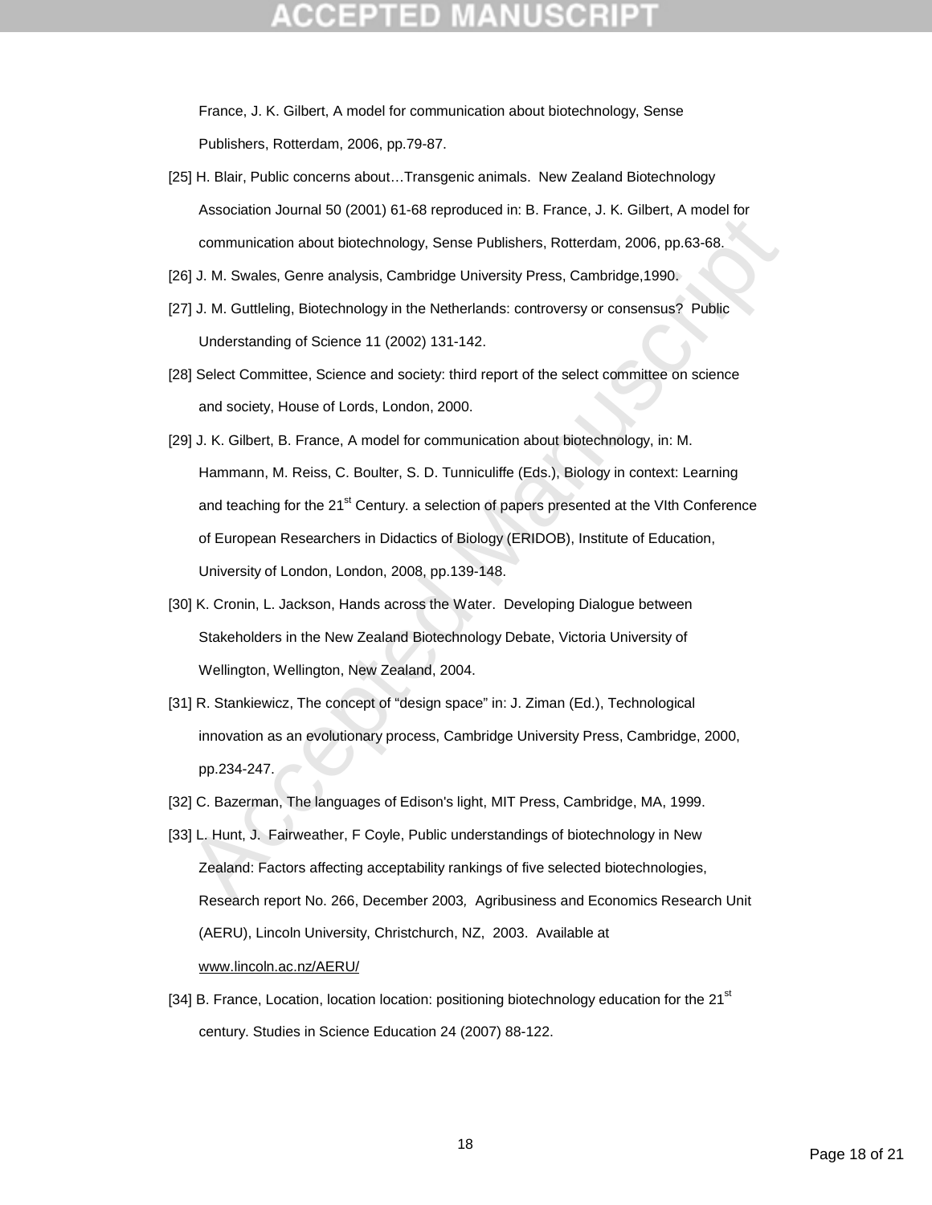France, J. K. Gilbert, A model for communication about biotechnology, Sense Publishers, Rotterdam, 2006, pp.79-87.

[25] H. Blair, Public concerns about…Transgenic animals. New Zealand Biotechnology Association Journal 50 (2001) 61-68 reproduced in: B. France, J. K. Gilbert, A model for communication about biotechnology, Sense Publishers, Rotterdam, 2006, pp.63-68.

[26] J. M. Swales, Genre analysis, Cambridge University Press, Cambridge,1990.

[27] J. M. Guttleling, Biotechnology in the Netherlands: controversy or consensus? Public Understanding of Science 11 (2002) 131-142.

[28] Select Committee, Science and society: third report of the select committee on science and society, House of Lords, London, 2000.

[29] J. K. Gilbert, B. France, A model for communication about biotechnology, in: M. Hammann, M. Reiss, C. Boulter, S. D. Tunniculiffe (Eds.), Biology in context: Learning and teaching for the 21st Century. a selection of papers presented at the VIth Conference of European Researchers in Didactics of Biology (ERIDOB), Institute of Education, University of London, London, 2008, pp.139-148.

[30] K. Cronin, L. Jackson, Hands across the Water. Developing Dialogue between Stakeholders in the New Zealand Biotechnology Debate, Victoria University of Wellington, Wellington, New Zealand, 2004.

[31] R. Stankiewicz, The concept of "design space" in: J. Ziman (Ed.), Technological innovation as an evolutionary process, Cambridge University Press, Cambridge, 2000, pp.234-247.

[32] C. Bazerman, The languages of Edison's light, MIT Press, Cambridge, MA, 1999.

[33] L. Hunt, J. Fairweather, F Coyle, Public understandings of biotechnology in New Zealand: Factors affecting acceptability rankings of five selected biotechnologies, Research report No. 266, December 2003, Agribusiness and Economics Research Unit (AERU), Lincoln University, Christchurch, NZ, 2003. Available at www.lincoln.ac.nz/AERU/

[34] B. France, Location, location location: positioning biotechnology education for the 21st century. Studies in Science Education 24 (2007) 88-122.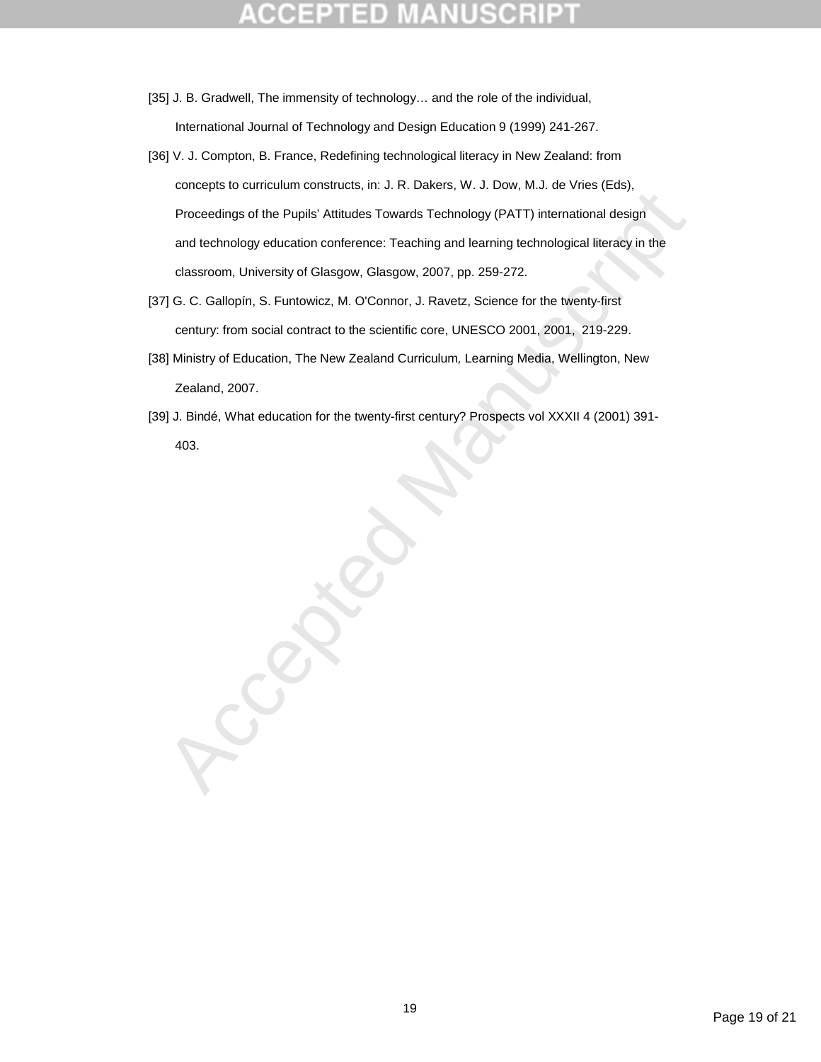[35] J. B. Gradwell, The immensity of technology… and the role of the individual, International Journal of Technology and Design Education 9 (1999) 241-267.

[36] V. J. Compton, B. France, Redefining technological literacy in New Zealand: from concepts to curriculum constructs, in: J. R. Dakers, W. J. Dow, M.J. de Vries (Eds), Proceedings of the Pupils' Attitudes Towards Technology (PATT) international design and technology education conference: Teaching and learning technological literacy in the classroom, University of Glasgow, Glasgow, 2007, pp. 259-272.

[37] G. C. Gallopín, S. Funtowicz, M. O'Connor, J. Ravetz, Science for the twenty-first century: from social contract to the scientific core, UNESCO 2001, 2001, 219-229.

[38] Ministry of Education, The New Zealand Curriculum, Learning Media, Wellington, New Zealand, 2007.

[39] J. Bindé, What education for the twenty-first century? Prospects vol XXXII 4 (2001) 391-403.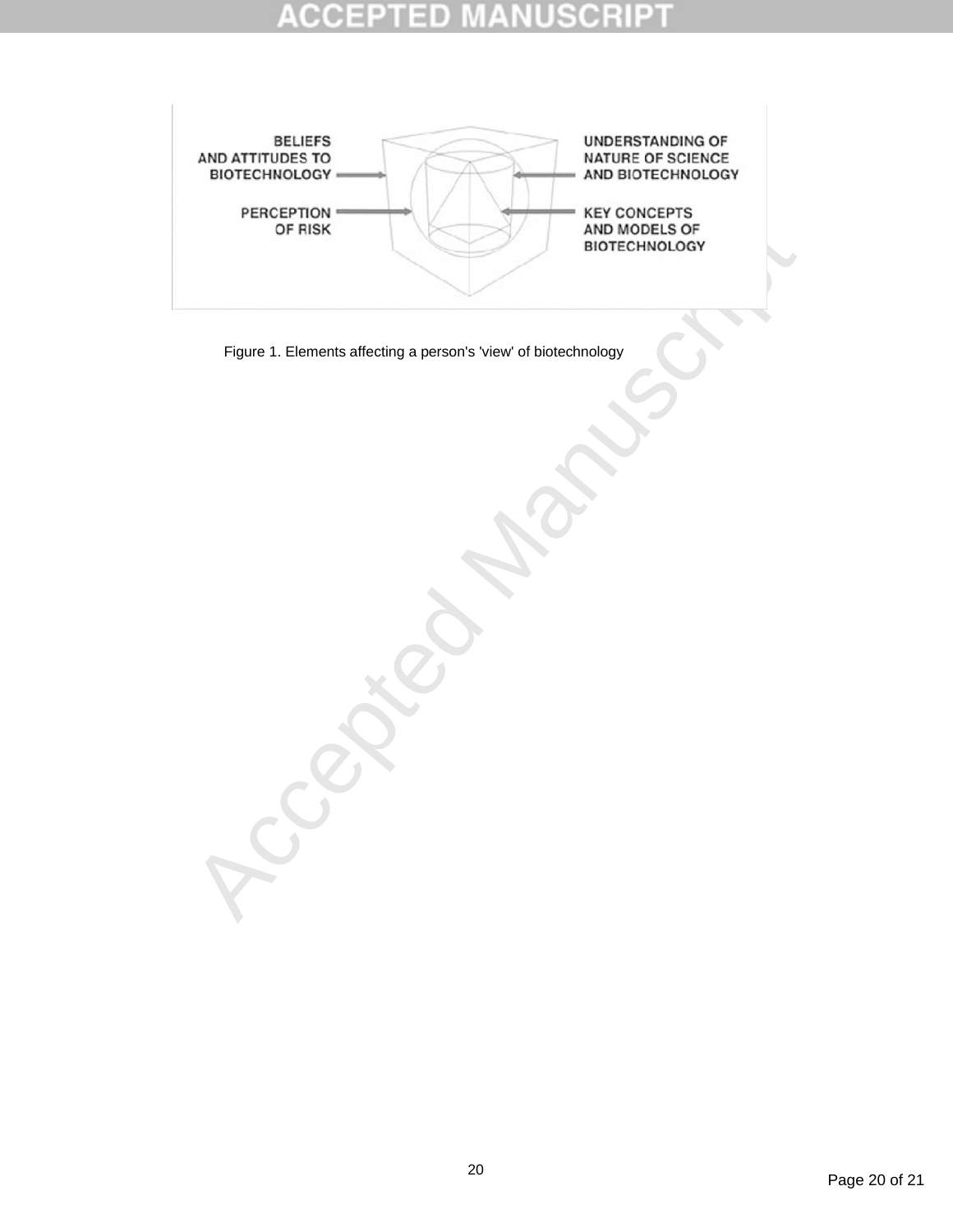BELIEFS AND ATTITUDES TO BIOTECHNOLOGY

PERCEPTION OF RISK

UNDERSTANDING OF NATURE OF SCIENCE AND BIOTECHNOLOGY

KEY CONCEPTS AND MODELS OF BIOTECHNOLOGY

Figure 1. Elements affecting a person's 'view' of biotechnology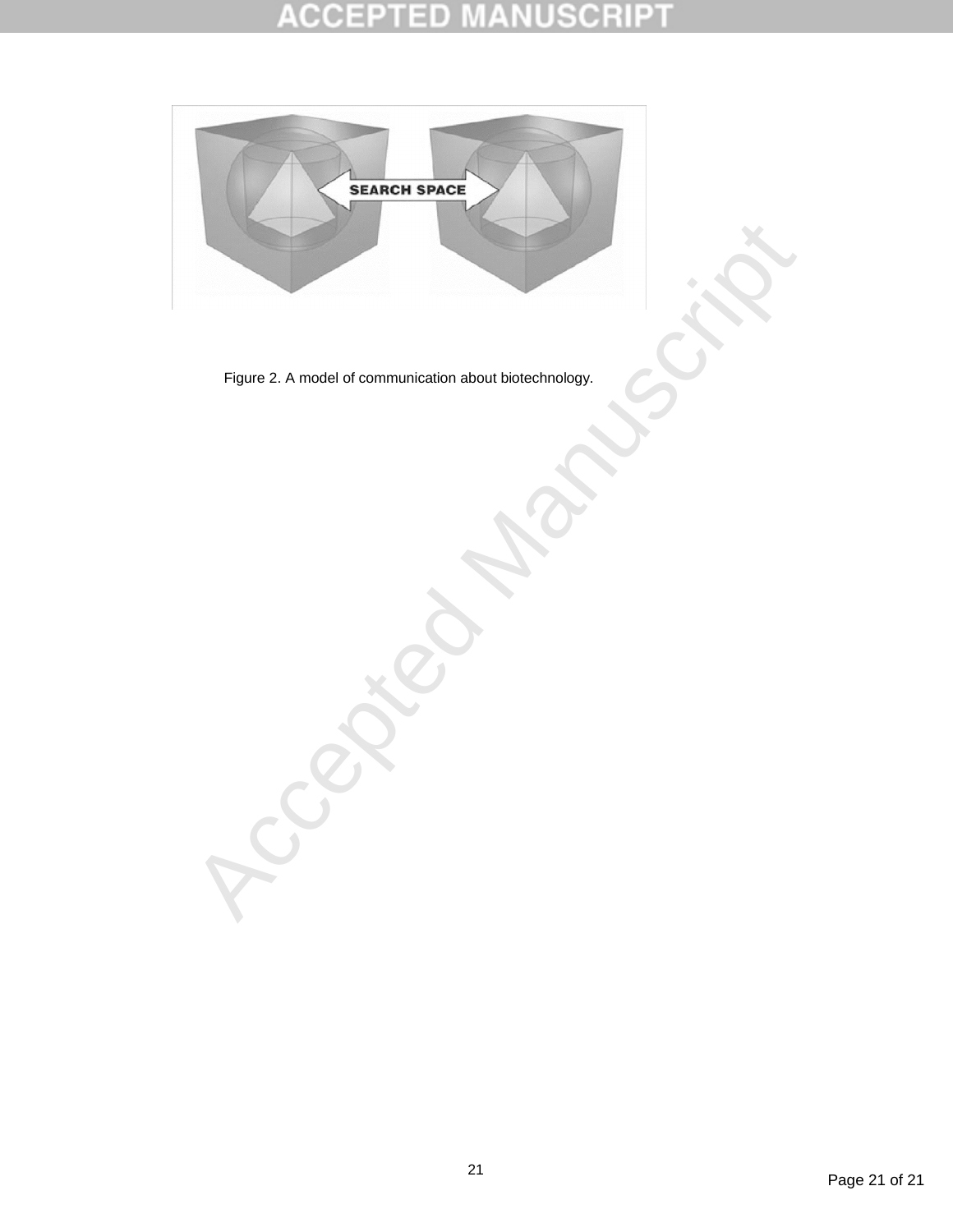SEARCH SPACE

Figure 2. A model of communication about biotechnology.